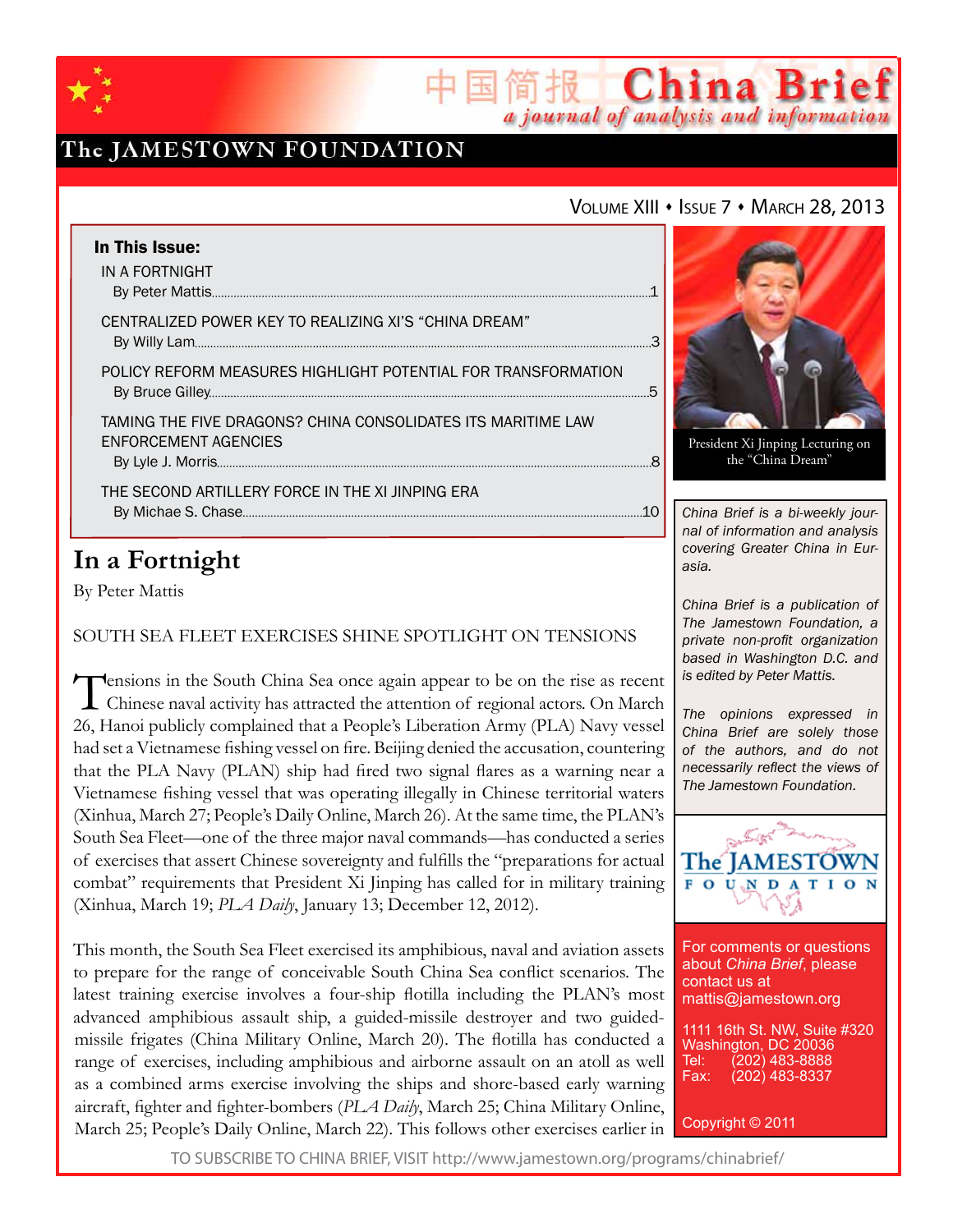# China Brief

*a journal of analysis and information*

The JAMESTOWN FOUNDATION

Volume XIII • Issue 7 • March 28, 2013

**In This Issue:**

IN A FORTNIGHT
By Peter Mattis......1

CENTRALIZED POWER KEY TO REALIZING XI'S "CHINA DREAM"
By Willy Lam......3

POLICY REFORM MEASURES HIGHLIGHT POTENTIAL FOR TRANSFORMATION
By Bruce Gilley......5

TAMING THE FIVE DRAGONS? CHINA CONSOLIDATES ITS MARITIME LAW ENFORCEMENT AGENCIES
By Lyle J. Morris......8

THE SECOND ARTILLERY FORCE IN THE XI JINPING ERA
By Michae S. Chase......10

President Xi Jinping Lecturing on the "China Dream"

*China Brief is a bi-weekly journal of information and analysis covering Greater China in Eurasia.*

*China Brief is a publication of The Jamestown Foundation, a private non-profit organization based in Washington D.C. and is edited by Peter Mattis.*

*The opinions expressed in China Brief are solely those of the authors, and do not necessarily reflect the views of The Jamestown Foundation.*

For comments or questions about *China Brief*, please contact us at mattis@jamestown.org

1111 16th St. NW, Suite #320
Washington, DC 20036
Tel: (202) 483-8888
Fax: (202) 483-8337

Copyright © 2011

## In a Fortnight

By Peter Mattis

SOUTH SEA FLEET EXERCISES SHINE SPOTLIGHT ON TENSIONS

Tensions in the South China Sea once again appear to be on the rise as recent Chinese naval activity has attracted the attention of regional actors. On March 26, Hanoi publicly complained that a People's Liberation Army (PLA) Navy vessel had set a Vietnamese fishing vessel on fire. Beijing denied the accusation, countering that the PLA Navy (PLAN) ship had fired two signal flares as a warning near a Vietnamese fishing vessel that was operating illegally in Chinese territorial waters (Xinhua, March 27; People's Daily Online, March 26). At the same time, the PLAN's South Sea Fleet—one of the three major naval commands—has conducted a series of exercises that assert Chinese sovereignty and fulfills the "preparations for actual combat" requirements that President Xi Jinping has called for in military training (Xinhua, March 19; *PLA Daily*, January 13; December 12, 2012).

This month, the South Sea Fleet exercised its amphibious, naval and aviation assets to prepare for the range of conceivable South China Sea conflict scenarios. The latest training exercise involves a four-ship flotilla including the PLAN's most advanced amphibious assault ship, a guided-missile destroyer and two guided-missile frigates (China Military Online, March 20). The flotilla has conducted a range of exercises, including amphibious and airborne assault on an atoll as well as a combined arms exercise involving the ships and shore-based early warning aircraft, fighter and fighter-bombers (*PLA Daily*, March 25; China Military Online, March 25; People's Daily Online, March 22). This follows other exercises earlier in

TO SUBSCRIBE TO CHINA BRIEF, VISIT http://www.jamestown.org/programs/chinabrief/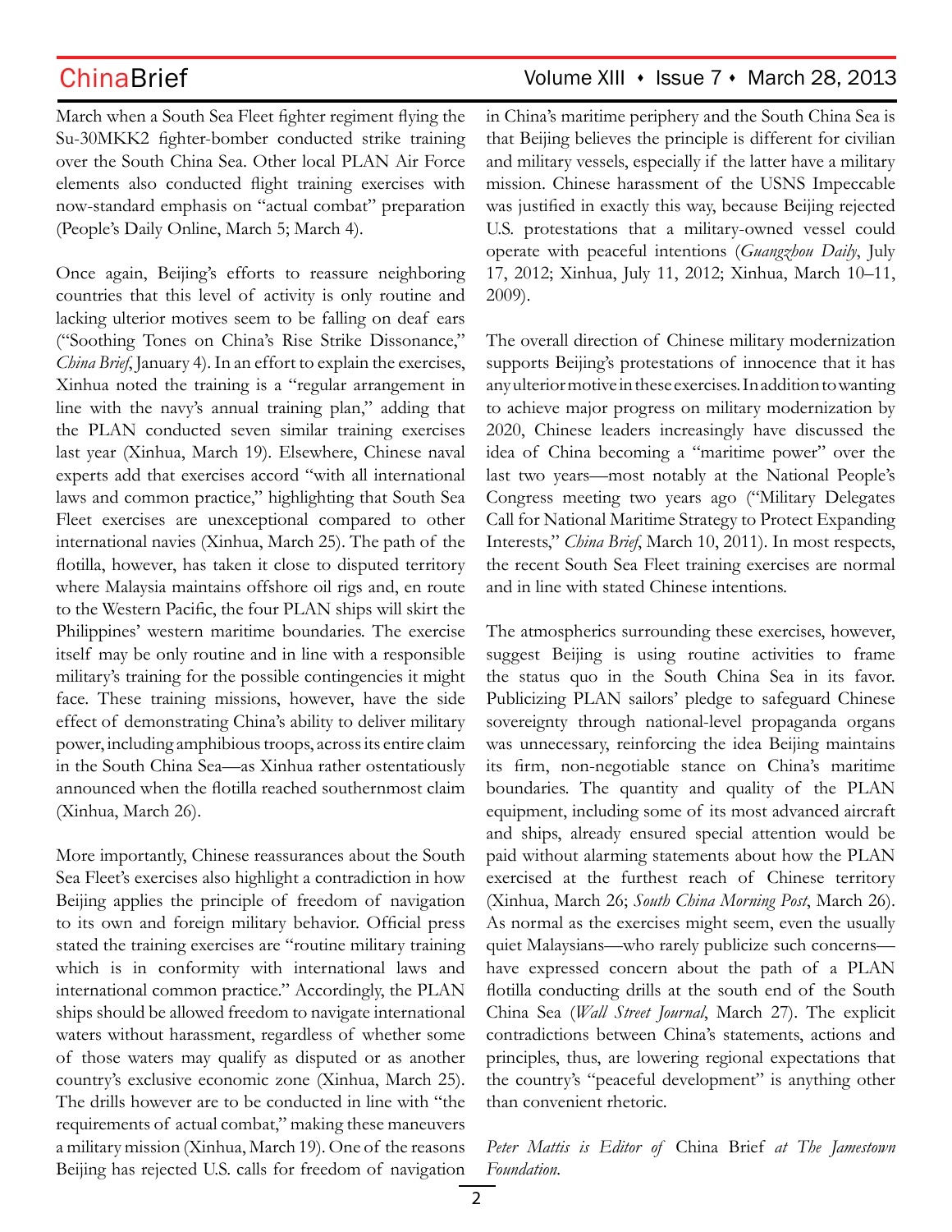March when a South Sea Fleet fighter regiment flying the Su-30MKK2 fighter-bomber conducted strike training over the South China Sea. Other local PLAN Air Force elements also conducted flight training exercises with now-standard emphasis on "actual combat" preparation (People's Daily Online, March 5; March 4).

Once again, Beijing's efforts to reassure neighboring countries that this level of activity is only routine and lacking ulterior motives seem to be falling on deaf ears ("Soothing Tones on China's Rise Strike Dissonance," *China Brief*, January 4). In an effort to explain the exercises, Xinhua noted the training is a "regular arrangement in line with the navy's annual training plan," adding that the PLAN conducted seven similar training exercises last year (Xinhua, March 19). Elsewhere, Chinese naval experts add that exercises accord "with all international laws and common practice," highlighting that South Sea Fleet exercises are unexceptional compared to other international navies (Xinhua, March 25). The path of the flotilla, however, has taken it close to disputed territory where Malaysia maintains offshore oil rigs and, en route to the Western Pacific, the four PLAN ships will skirt the Philippines' western maritime boundaries. The exercise itself may be only routine and in line with a responsible military's training for the possible contingencies it might face. These training missions, however, have the side effect of demonstrating China's ability to deliver military power, including amphibious troops, across its entire claim in the South China Sea—as Xinhua rather ostentatiously announced when the flotilla reached southernmost claim (Xinhua, March 26).

More importantly, Chinese reassurances about the South Sea Fleet's exercises also highlight a contradiction in how Beijing applies the principle of freedom of navigation to its own and foreign military behavior. Official press stated the training exercises are "routine military training which is in conformity with international laws and international common practice." Accordingly, the PLAN ships should be allowed freedom to navigate international waters without harassment, regardless of whether some of those waters may qualify as disputed or as another country's exclusive economic zone (Xinhua, March 25). The drills however are to be conducted in line with "the requirements of actual combat," making these maneuvers a military mission (Xinhua, March 19). One of the reasons Beijing has rejected U.S. calls for freedom of navigation in China's maritime periphery and the South China Sea is that Beijing believes the principle is different for civilian and military vessels, especially if the latter have a military mission. Chinese harassment of the USNS Impeccable was justified in exactly this way, because Beijing rejected U.S. protestations that a military-owned vessel could operate with peaceful intentions (*Guangzhou Daily*, July 17, 2012; Xinhua, July 11, 2012; Xinhua, March 10–11, 2009).

The overall direction of Chinese military modernization supports Beijing's protestations of innocence that it has any ulterior motive in these exercises. In addition to wanting to achieve major progress on military modernization by 2020, Chinese leaders increasingly have discussed the idea of China becoming a "maritime power" over the last two years—most notably at the National People's Congress meeting two years ago ("Military Delegates Call for National Maritime Strategy to Protect Expanding Interests," *China Brief*, March 10, 2011). In most respects, the recent South Sea Fleet training exercises are normal and in line with stated Chinese intentions.

The atmospherics surrounding these exercises, however, suggest Beijing is using routine activities to frame the status quo in the South China Sea in its favor. Publicizing PLAN sailors' pledge to safeguard Chinese sovereignty through national-level propaganda organs was unnecessary, reinforcing the idea Beijing maintains its firm, non-negotiable stance on China's maritime boundaries. The quantity and quality of the PLAN equipment, including some of its most advanced aircraft and ships, already ensured special attention would be paid without alarming statements about how the PLAN exercised at the furthest reach of Chinese territory (Xinhua, March 26; *South China Morning Post*, March 26). As normal as the exercises might seem, even the usually quiet Malaysians—who rarely publicize such concerns—have expressed concern about the path of a PLAN flotilla conducting drills at the south end of the South China Sea (*Wall Street Journal*, March 27). The explicit contradictions between China's statements, actions and principles, thus, are lowering regional expectations that the country's "peaceful development" is anything other than convenient rhetoric.

*Peter Mattis is Editor of* China Brief *at The Jamestown Foundation.*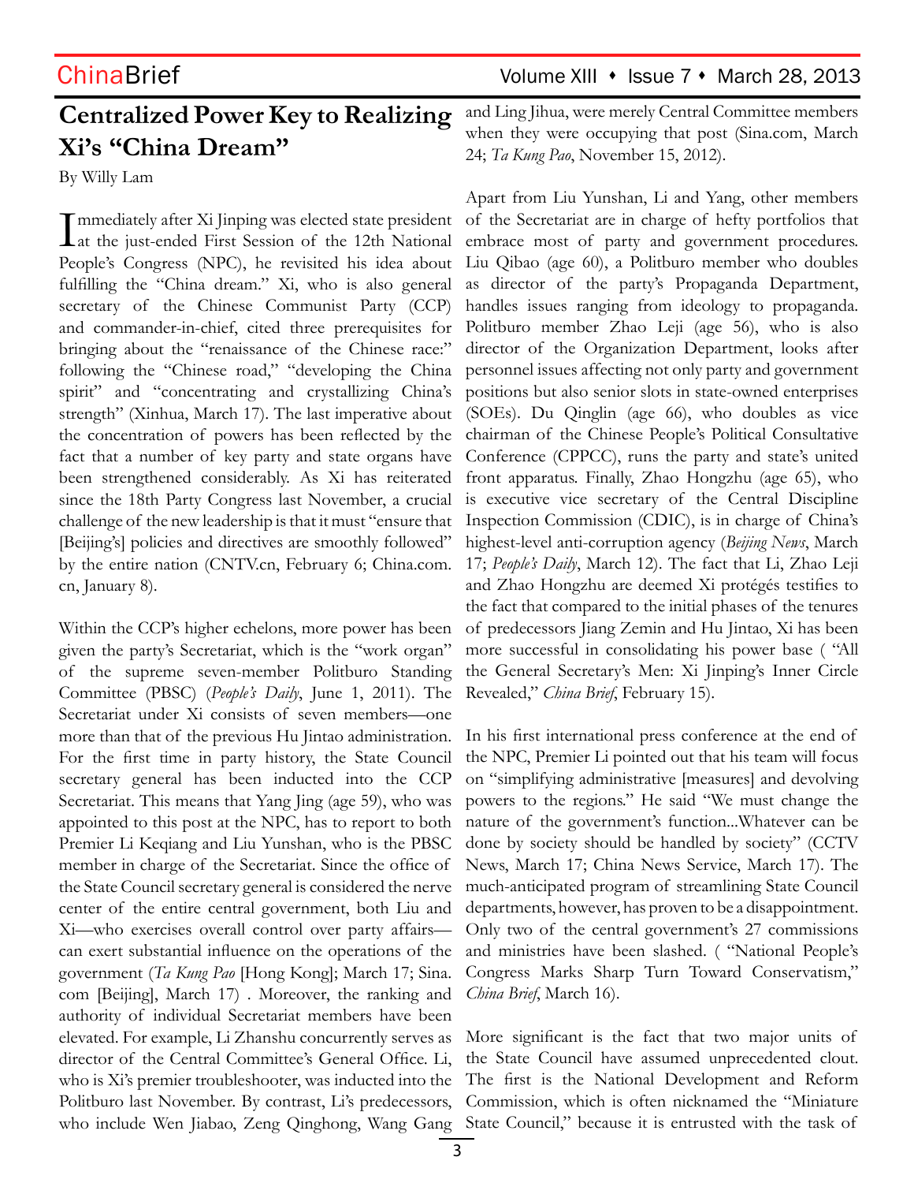# Centralized Power Key to Realizing Xi's "China Dream"

By Willy Lam

Immediately after Xi Jinping was elected state president at the just-ended First Session of the 12th National People's Congress (NPC), he revisited his idea about fulfilling the "China dream." Xi, who is also general secretary of the Chinese Communist Party (CCP) and commander-in-chief, cited three prerequisites for bringing about the "renaissance of the Chinese race:" following the "Chinese road," "developing the China spirit" and "concentrating and crystallizing China's strength" (Xinhua, March 17). The last imperative about the concentration of powers has been reflected by the fact that a number of key party and state organs have been strengthened considerably. As Xi has reiterated since the 18th Party Congress last November, a crucial challenge of the new leadership is that it must "ensure that [Beijing's] policies and directives are smoothly followed" by the entire nation (CNTV.cn, February 6; China.com.cn, January 8).

Within the CCP's higher echelons, more power has been given the party's Secretariat, which is the "work organ" of the supreme seven-member Politburo Standing Committee (PBSC) (*People's Daily*, June 1, 2011). The Secretariat under Xi consists of seven members—one more than that of the previous Hu Jintao administration. For the first time in party history, the State Council secretary general has been inducted into the CCP Secretariat. This means that Yang Jing (age 59), who was appointed to this post at the NPC, has to report to both Premier Li Keqiang and Liu Yunshan, who is the PBSC member in charge of the Secretariat. Since the office of the State Council secretary general is considered the nerve center of the entire central government, both Liu and Xi—who exercises overall control over party affairs—can exert substantial influence on the operations of the government (*Ta Kung Pao* [Hong Kong]; March 17; Sina.com [Beijing], March 17) . Moreover, the ranking and authority of individual Secretariat members have been elevated. For example, Li Zhanshu concurrently serves as director of the Central Committee's General Office. Li, who is Xi's premier troubleshooter, was inducted into the Politburo last November. By contrast, Li's predecessors, who include Wen Jiabao, Zeng Qinghong, Wang Gang and Ling Jihua, were merely Central Committee members when they were occupying that post (Sina.com, March 24; *Ta Kung Pao*, November 15, 2012).

Apart from Liu Yunshan, Li and Yang, other members of the Secretariat are in charge of hefty portfolios that embrace most of party and government procedures. Liu Qibao (age 60), a Politburo member who doubles as director of the party's Propaganda Department, handles issues ranging from ideology to propaganda. Politburo member Zhao Leji (age 56), who is also director of the Organization Department, looks after personnel issues affecting not only party and government positions but also senior slots in state-owned enterprises (SOEs). Du Qinglin (age 66), who doubles as vice chairman of the Chinese People's Political Consultative Conference (CPPCC), runs the party and state's united front apparatus. Finally, Zhao Hongzhu (age 65), who is executive vice secretary of the Central Discipline Inspection Commission (CDIC), is in charge of China's highest-level anti-corruption agency (*Beijing News*, March 17; *People's Daily*, March 12). The fact that Li, Zhao Leji and Zhao Hongzhu are deemed Xi protégés testifies to the fact that compared to the initial phases of the tenures of predecessors Jiang Zemin and Hu Jintao, Xi has been more successful in consolidating his power base ( "All the General Secretary's Men: Xi Jinping's Inner Circle Revealed," *China Brief*, February 15).

In his first international press conference at the end of the NPC, Premier Li pointed out that his team will focus on "simplifying administrative [measures] and devolving powers to the regions." He said "We must change the nature of the government's function...Whatever can be done by society should be handled by society" (CCTV News, March 17; China News Service, March 17). The much-anticipated program of streamlining State Council departments, however, has proven to be a disappointment. Only two of the central government's 27 commissions and ministries have been slashed. ( "National People's Congress Marks Sharp Turn Toward Conservatism," *China Brief*, March 16).

More significant is the fact that two major units of the State Council have assumed unprecedented clout. The first is the National Development and Reform Commission, which is often nicknamed the "Miniature State Council," because it is entrusted with the task of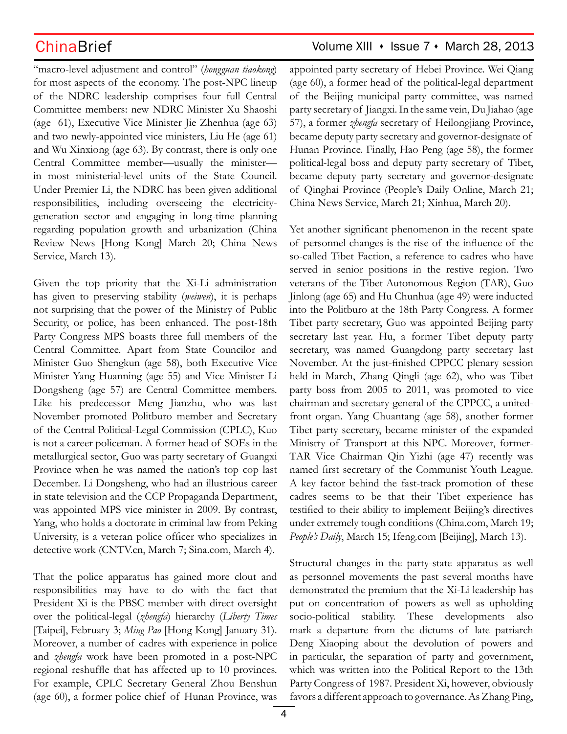"macro-level adjustment and control" (*hongguan tiaokong*) for most aspects of the economy. The post-NPC lineup of the NDRC leadership comprises four full Central Committee members: new NDRC Minister Xu Shaoshi (age 61), Executive Vice Minister Jie Zhenhua (age 63) and two newly-appointed vice ministers, Liu He (age 61) and Wu Xinxiong (age 63). By contrast, there is only one Central Committee member—usually the minister—in most ministerial-level units of the State Council. Under Premier Li, the NDRC has been given additional responsibilities, including overseeing the electricity-generation sector and engaging in long-time planning regarding population growth and urbanization (China Review News [Hong Kong] March 20; China News Service, March 13).

Given the top priority that the Xi-Li administration has given to preserving stability (*weiwen*), it is perhaps not surprising that the power of the Ministry of Public Security, or police, has been enhanced. The post-18th Party Congress MPS boasts three full members of the Central Committee. Apart from State Councilor and Minister Guo Shengkun (age 58), both Executive Vice Minister Yang Huanning (age 55) and Vice Minister Li Dongsheng (age 57) are Central Committee members. Like his predecessor Meng Jianzhu, who was last November promoted Politburo member and Secretary of the Central Political-Legal Commission (CPLC), Kuo is not a career policeman. A former head of SOEs in the metallurgical sector, Guo was party secretary of Guangxi Province when he was named the nation's top cop last December. Li Dongsheng, who had an illustrious career in state television and the CCP Propaganda Department, was appointed MPS vice minister in 2009. By contrast, Yang, who holds a doctorate in criminal law from Peking University, is a veteran police officer who specializes in detective work (CNTV.cn, March 7; Sina.com, March 4).

That the police apparatus has gained more clout and responsibilities may have to do with the fact that President Xi is the PBSC member with direct oversight over the political-legal (*zhengfa*) hierarchy (*Liberty Times* [Taipei], February 3; *Ming Pao* [Hong Kong] January 31). Moreover, a number of cadres with experience in police and *zhengfa* work have been promoted in a post-NPC regional reshuffle that has affected up to 10 provinces. For example, CPLC Secretary General Zhou Benshun (age 60), a former police chief of Hunan Province, was appointed party secretary of Hebei Province. Wei Qiang (age 60), a former head of the political-legal department of the Beijing municipal party committee, was named party secretary of Jiangxi. In the same vein, Du Jiahao (age 57), a former *zhengfa* secretary of Heilongjiang Province, became deputy party secretary and governor-designate of Hunan Province. Finally, Hao Peng (age 58), the former political-legal boss and deputy party secretary of Tibet, became deputy party secretary and governor-designate of Qinghai Province (People's Daily Online, March 21; China News Service, March 21; Xinhua, March 20).

Yet another significant phenomenon in the recent spate of personnel changes is the rise of the influence of the so-called Tibet Faction, a reference to cadres who have served in senior positions in the restive region. Two veterans of the Tibet Autonomous Region (TAR), Guo Jinlong (age 65) and Hu Chunhua (age 49) were inducted into the Politburo at the 18th Party Congress. A former Tibet party secretary, Guo was appointed Beijing party secretary last year. Hu, a former Tibet deputy party secretary, was named Guangdong party secretary last November. At the just-finished CPPCC plenary session held in March, Zhang Qingli (age 62), who was Tibet party boss from 2005 to 2011, was promoted to vice chairman and secretary-general of the CPPCC, a united-front organ. Yang Chuantang (age 58), another former Tibet party secretary, became minister of the expanded Ministry of Transport at this NPC. Moreover, former-TAR Vice Chairman Qin Yizhi (age 47) recently was named first secretary of the Communist Youth League. A key factor behind the fast-track promotion of these cadres seems to be that their Tibet experience has testified to their ability to implement Beijing's directives under extremely tough conditions (China.com, March 19; *People's Daily*, March 15; Ifeng.com [Beijing], March 13).

Structural changes in the party-state apparatus as well as personnel movements the past several months have demonstrated the premium that the Xi-Li leadership has put on concentration of powers as well as upholding socio-political stability. These developments also mark a departure from the dictums of late patriarch Deng Xiaoping about the devolution of powers and in particular, the separation of party and government, which was written into the Political Report to the 13th Party Congress of 1987. President Xi, however, obviously favors a different approach to governance. As Zhang Ping,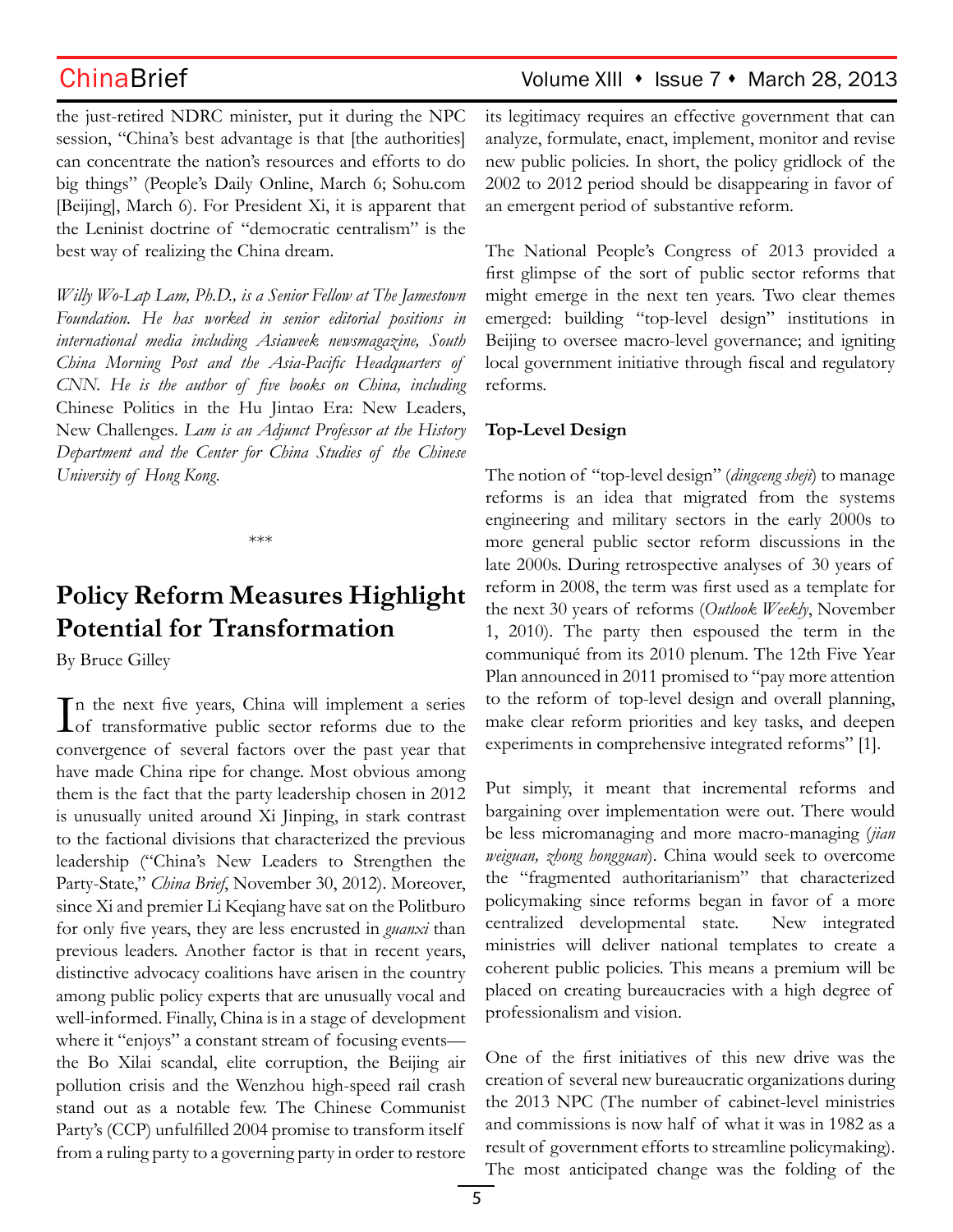the just-retired NDRC minister, put it during the NPC session, "China's best advantage is that [the authorities] can concentrate the nation's resources and efforts to do big things" (People's Daily Online, March 6; Sohu.com [Beijing], March 6). For President Xi, it is apparent that the Leninist doctrine of "democratic centralism" is the best way of realizing the China dream.

*Willy Wo-Lap Lam, Ph.D., is a Senior Fellow at The Jamestown Foundation. He has worked in senior editorial positions in international media including Asiaweek newsmagazine, South China Morning Post and the Asia-Pacific Headquarters of CNN. He is the author of five books on China, including* Chinese Politics in the Hu Jintao Era: New Leaders, New Challenges. *Lam is an Adjunct Professor at the History Department and the Center for China Studies of the Chinese University of Hong Kong.*

\*\*\*

# Policy Reform Measures Highlight Potential for Transformation

By Bruce Gilley

In the next five years, China will implement a series of transformative public sector reforms due to the convergence of several factors over the past year that have made China ripe for change. Most obvious among them is the fact that the party leadership chosen in 2012 is unusually united around Xi Jinping, in stark contrast to the factional divisions that characterized the previous leadership ("China's New Leaders to Strengthen the Party-State," *China Brief*, November 30, 2012). Moreover, since Xi and premier Li Keqiang have sat on the Politburo for only five years, they are less encrusted in *guanxi* than previous leaders. Another factor is that in recent years, distinctive advocacy coalitions have arisen in the country among public policy experts that are unusually vocal and well-informed. Finally, China is in a stage of development where it "enjoys" a constant stream of focusing events—the Bo Xilai scandal, elite corruption, the Beijing air pollution crisis and the Wenzhou high-speed rail crash stand out as a notable few. The Chinese Communist Party's (CCP) unfulfilled 2004 promise to transform itself from a ruling party to a governing party in order to restore its legitimacy requires an effective government that can analyze, formulate, enact, implement, monitor and revise new public policies. In short, the policy gridlock of the 2002 to 2012 period should be disappearing in favor of an emergent period of substantive reform.

The National People's Congress of 2013 provided a first glimpse of the sort of public sector reforms that might emerge in the next ten years. Two clear themes emerged: building "top-level design" institutions in Beijing to oversee macro-level governance; and igniting local government initiative through fiscal and regulatory reforms.

**Top-Level Design**

The notion of "top-level design" (*dingceng sheji*) to manage reforms is an idea that migrated from the systems engineering and military sectors in the early 2000s to more general public sector reform discussions in the late 2000s. During retrospective analyses of 30 years of reform in 2008, the term was first used as a template for the next 30 years of reforms (*Outlook Weekly*, November 1, 2010). The party then espoused the term in the communiqué from its 2010 plenum. The 12th Five Year Plan announced in 2011 promised to "pay more attention to the reform of top-level design and overall planning, make clear reform priorities and key tasks, and deepen experiments in comprehensive integrated reforms" [1].

Put simply, it meant that incremental reforms and bargaining over implementation were out. There would be less micromanaging and more macro-managing (*jian weiguan, zhong hongguan*). China would seek to overcome the "fragmented authoritarianism" that characterized policymaking since reforms began in favor of a more centralized developmental state. New integrated ministries will deliver national templates to create a coherent public policies. This means a premium will be placed on creating bureaucracies with a high degree of professionalism and vision.

One of the first initiatives of this new drive was the creation of several new bureaucratic organizations during the 2013 NPC (The number of cabinet-level ministries and commissions is now half of what it was in 1982 as a result of government efforts to streamline policymaking). The most anticipated change was the folding of the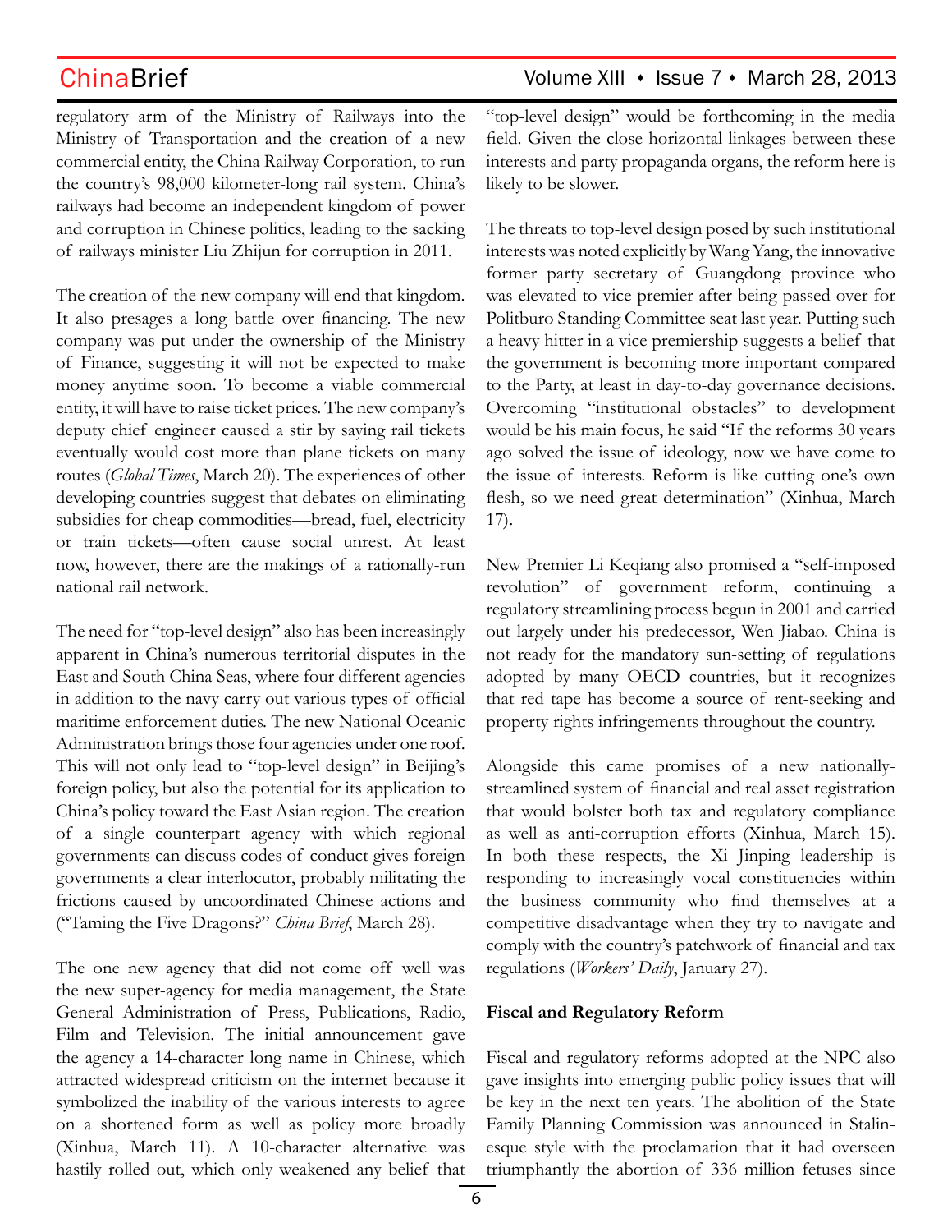regulatory arm of the Ministry of Railways into the Ministry of Transportation and the creation of a new commercial entity, the China Railway Corporation, to run the country's 98,000 kilometer-long rail system. China's railways had become an independent kingdom of power and corruption in Chinese politics, leading to the sacking of railways minister Liu Zhijun for corruption in 2011.

The creation of the new company will end that kingdom. It also presages a long battle over financing. The new company was put under the ownership of the Ministry of Finance, suggesting it will not be expected to make money anytime soon. To become a viable commercial entity, it will have to raise ticket prices. The new company's deputy chief engineer caused a stir by saying rail tickets eventually would cost more than plane tickets on many routes (*Global Times*, March 20). The experiences of other developing countries suggest that debates on eliminating subsidies for cheap commodities—bread, fuel, electricity or train tickets—often cause social unrest. At least now, however, there are the makings of a rationally-run national rail network.

The need for "top-level design" also has been increasingly apparent in China's numerous territorial disputes in the East and South China Seas, where four different agencies in addition to the navy carry out various types of official maritime enforcement duties. The new National Oceanic Administration brings those four agencies under one roof. This will not only lead to "top-level design" in Beijing's foreign policy, but also the potential for its application to China's policy toward the East Asian region. The creation of a single counterpart agency with which regional governments can discuss codes of conduct gives foreign governments a clear interlocutor, probably militating the frictions caused by uncoordinated Chinese actions and ("Taming the Five Dragons?" *China Brief*, March 28).

The one new agency that did not come off well was the new super-agency for media management, the State General Administration of Press, Publications, Radio, Film and Television. The initial announcement gave the agency a 14-character long name in Chinese, which attracted widespread criticism on the internet because it symbolized the inability of the various interests to agree on a shortened form as well as policy more broadly (Xinhua, March 11). A 10-character alternative was hastily rolled out, which only weakened any belief that "top-level design" would be forthcoming in the media field. Given the close horizontal linkages between these interests and party propaganda organs, the reform here is likely to be slower.

The threats to top-level design posed by such institutional interests was noted explicitly by Wang Yang, the innovative former party secretary of Guangdong province who was elevated to vice premier after being passed over for Politburo Standing Committee seat last year. Putting such a heavy hitter in a vice premiership suggests a belief that the government is becoming more important compared to the Party, at least in day-to-day governance decisions. Overcoming "institutional obstacles" to development would be his main focus, he said "If the reforms 30 years ago solved the issue of ideology, now we have come to the issue of interests. Reform is like cutting one's own flesh, so we need great determination" (Xinhua, March 17).

New Premier Li Keqiang also promised a "self-imposed revolution" of government reform, continuing a regulatory streamlining process begun in 2001 and carried out largely under his predecessor, Wen Jiabao. China is not ready for the mandatory sun-setting of regulations adopted by many OECD countries, but it recognizes that red tape has become a source of rent-seeking and property rights infringements throughout the country.

Alongside this came promises of a new nationally-streamlined system of financial and real asset registration that would bolster both tax and regulatory compliance as well as anti-corruption efforts (Xinhua, March 15). In both these respects, the Xi Jinping leadership is responding to increasingly vocal constituencies within the business community who find themselves at a competitive disadvantage when they try to navigate and comply with the country's patchwork of financial and tax regulations (*Workers' Daily*, January 27).

**Fiscal and Regulatory Reform**

Fiscal and regulatory reforms adopted at the NPC also gave insights into emerging public policy issues that will be key in the next ten years. The abolition of the State Family Planning Commission was announced in Stalin-esque style with the proclamation that it had overseen triumphantly the abortion of 336 million fetuses since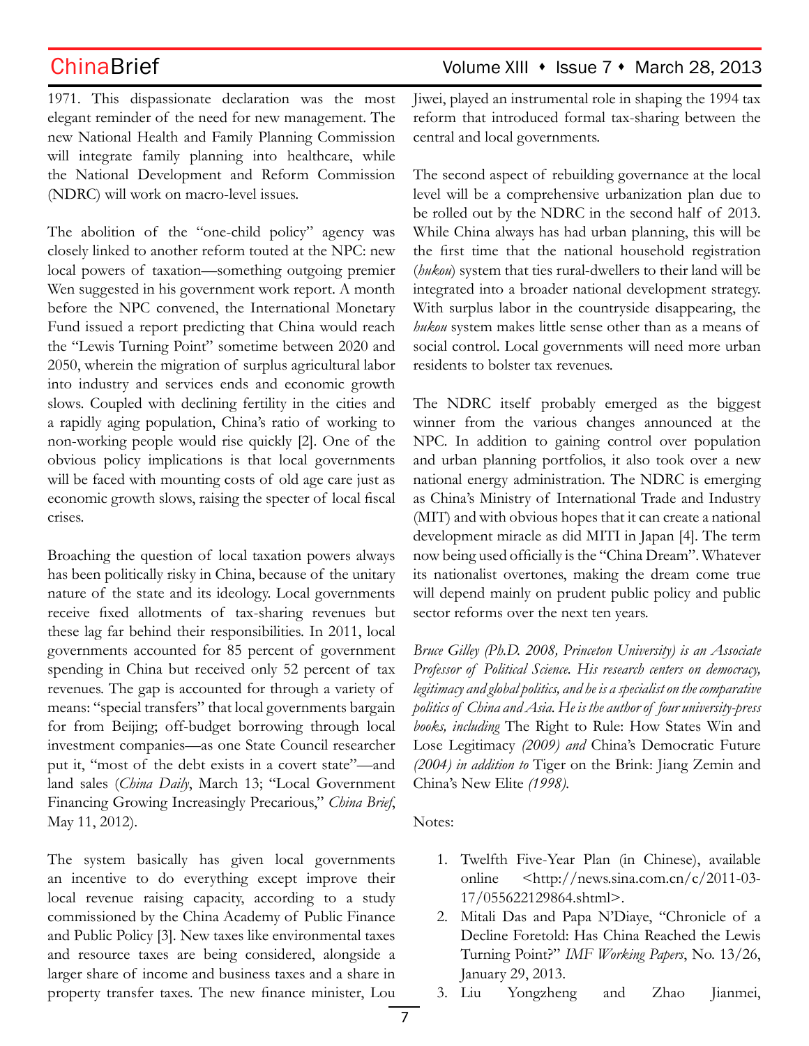1971. This dispassionate declaration was the most elegant reminder of the need for new management. The new National Health and Family Planning Commission will integrate family planning into healthcare, while the National Development and Reform Commission (NDRC) will work on macro-level issues.

The abolition of the "one-child policy" agency was closely linked to another reform touted at the NPC: new local powers of taxation—something outgoing premier Wen suggested in his government work report. A month before the NPC convened, the International Monetary Fund issued a report predicting that China would reach the "Lewis Turning Point" sometime between 2020 and 2050, wherein the migration of surplus agricultural labor into industry and services ends and economic growth slows. Coupled with declining fertility in the cities and a rapidly aging population, China's ratio of working to non-working people would rise quickly [2]. One of the obvious policy implications is that local governments will be faced with mounting costs of old age care just as economic growth slows, raising the specter of local fiscal crises.

Broaching the question of local taxation powers always has been politically risky in China, because of the unitary nature of the state and its ideology. Local governments receive fixed allotments of tax-sharing revenues but these lag far behind their responsibilities. In 2011, local governments accounted for 85 percent of government spending in China but received only 52 percent of tax revenues. The gap is accounted for through a variety of means: "special transfers" that local governments bargain for from Beijing; off-budget borrowing through local investment companies—as one State Council researcher put it, "most of the debt exists in a covert state"—and land sales (*China Daily*, March 13; "Local Government Financing Growing Increasingly Precarious," *China Brief*, May 11, 2012).

The system basically has given local governments an incentive to do everything except improve their local revenue raising capacity, according to a study commissioned by the China Academy of Public Finance and Public Policy [3]. New taxes like environmental taxes and resource taxes are being considered, alongside a larger share of income and business taxes and a share in property transfer taxes. The new finance minister, Lou Jiwei, played an instrumental role in shaping the 1994 tax reform that introduced formal tax-sharing between the central and local governments.

The second aspect of rebuilding governance at the local level will be a comprehensive urbanization plan due to be rolled out by the NDRC in the second half of 2013. While China always has had urban planning, this will be the first time that the national household registration (*hukou*) system that ties rural-dwellers to their land will be integrated into a broader national development strategy. With surplus labor in the countryside disappearing, the *hukou* system makes little sense other than as a means of social control. Local governments will need more urban residents to bolster tax revenues.

The NDRC itself probably emerged as the biggest winner from the various changes announced at the NPC. In addition to gaining control over population and urban planning portfolios, it also took over a new national energy administration. The NDRC is emerging as China's Ministry of International Trade and Industry (MIT) and with obvious hopes that it can create a national development miracle as did MITI in Japan [4]. The term now being used officially is the "China Dream". Whatever its nationalist overtones, making the dream come true will depend mainly on prudent public policy and public sector reforms over the next ten years.

*Bruce Gilley (Ph.D. 2008, Princeton University) is an Associate Professor of Political Science. His research centers on democracy, legitimacy and global politics, and he is a specialist on the comparative politics of China and Asia. He is the author of four university-press books, including* The Right to Rule: How States Win and Lose Legitimacy *(2009) and* China's Democratic Future *(2004) in addition to* Tiger on the Brink: Jiang Zemin and China's New Elite *(1998).*

Notes:

1. Twelfth Five-Year Plan (in Chinese), available online <http://news.sina.com.cn/c/2011-03-17/055622129864.shtml>.
2. Mitali Das and Papa N'Diaye, "Chronicle of a Decline Foretold: Has China Reached the Lewis Turning Point?" *IMF Working Papers*, No. 13/26, January 29, 2013.
3. Liu Yongzheng and Zhao Jianmei,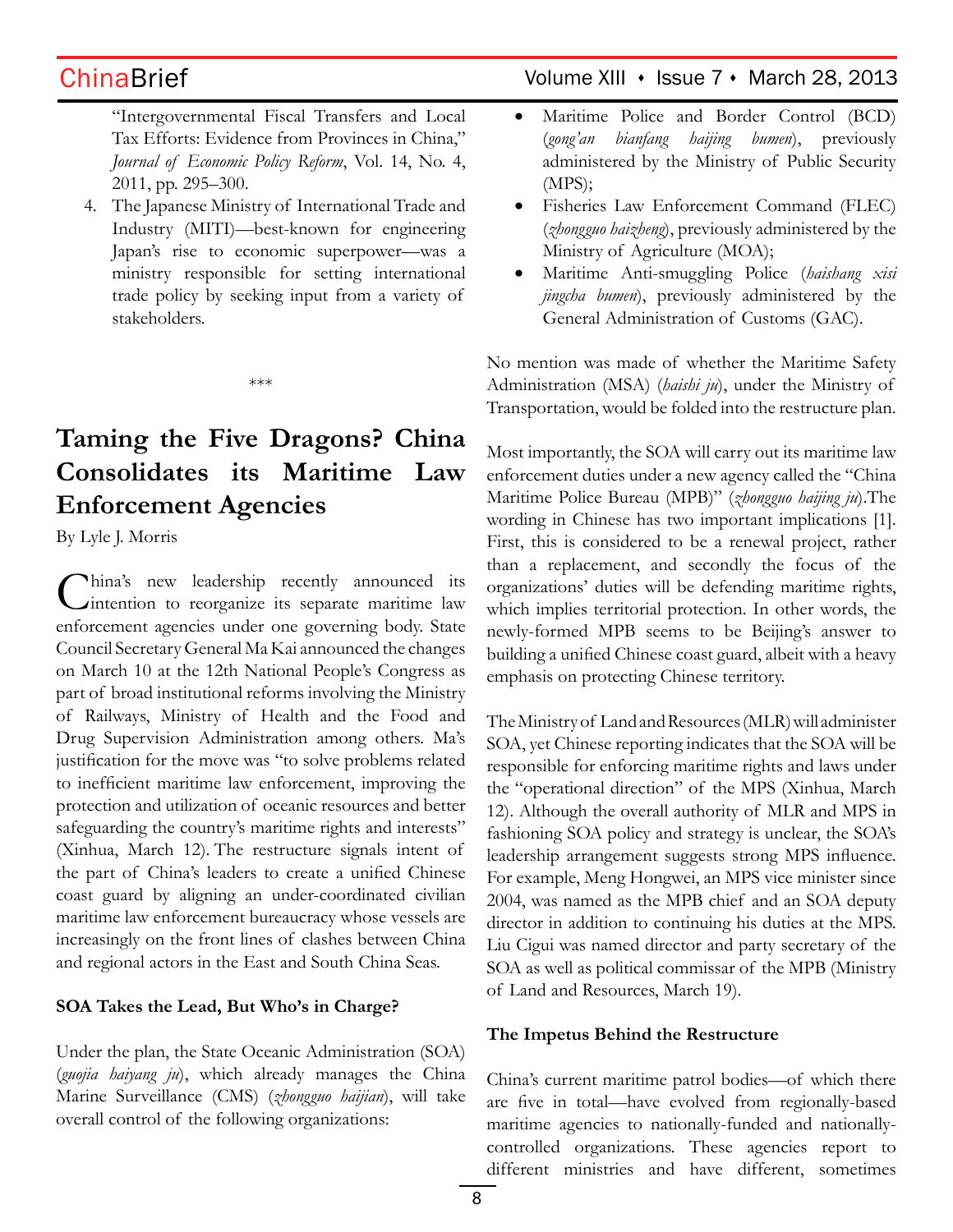"Intergovernmental Fiscal Transfers and Local Tax Efforts: Evidence from Provinces in China," *Journal of Economic Policy Reform*, Vol. 14, No. 4, 2011, pp. 295–300.

4. The Japanese Ministry of International Trade and Industry (MITI)—best-known for engineering Japan's rise to economic superpower—was a ministry responsible for setting international trade policy by seeking input from a variety of stakeholders.

\*\*\*

# Taming the Five Dragons? China Consolidates its Maritime Law Enforcement Agencies

By Lyle J. Morris

China's new leadership recently announced its intention to reorganize its separate maritime law enforcement agencies under one governing body. State Council Secretary General Ma Kai announced the changes on March 10 at the 12th National People's Congress as part of broad institutional reforms involving the Ministry of Railways, Ministry of Health and the Food and Drug Supervision Administration among others. Ma's justification for the move was "to solve problems related to inefficient maritime law enforcement, improving the protection and utilization of oceanic resources and better safeguarding the country's maritime rights and interests" (Xinhua, March 12). The restructure signals intent of the part of China's leaders to create a unified Chinese coast guard by aligning an under-coordinated civilian maritime law enforcement bureaucracy whose vessels are increasingly on the front lines of clashes between China and regional actors in the East and South China Seas.

**SOA Takes the Lead, But Who's in Charge?**

Under the plan, the State Oceanic Administration (SOA) (*guojia haiyang ju*), which already manages the China Marine Surveillance (CMS) (*zhongguo haijian*), will take overall control of the following organizations:

- Maritime Police and Border Control (BCD) (*gong'an bianfang haijing bumen*), previously administered by the Ministry of Public Security (MPS);
- Fisheries Law Enforcement Command (FLEC) (*zhongguo haizheng*), previously administered by the Ministry of Agriculture (MOA);
- Maritime Anti-smuggling Police (*haishang xisi jingcha bumen*), previously administered by the General Administration of Customs (GAC).

No mention was made of whether the Maritime Safety Administration (MSA) (*haishi ju*), under the Ministry of Transportation, would be folded into the restructure plan.

Most importantly, the SOA will carry out its maritime law enforcement duties under a new agency called the "China Maritime Police Bureau (MPB)" (*zhongguo haijing ju*).The wording in Chinese has two important implications [1]. First, this is considered to be a renewal project, rather than a replacement, and secondly the focus of the organizations' duties will be defending maritime rights, which implies territorial protection. In other words, the newly-formed MPB seems to be Beijing's answer to building a unified Chinese coast guard, albeit with a heavy emphasis on protecting Chinese territory.

The Ministry of Land and Resources (MLR) will administer SOA, yet Chinese reporting indicates that the SOA will be responsible for enforcing maritime rights and laws under the "operational direction" of the MPS (Xinhua, March 12). Although the overall authority of MLR and MPS in fashioning SOA policy and strategy is unclear, the SOA's leadership arrangement suggests strong MPS influence. For example, Meng Hongwei, an MPS vice minister since 2004, was named as the MPB chief and an SOA deputy director in addition to continuing his duties at the MPS. Liu Cigui was named director and party secretary of the SOA as well as political commissar of the MPB (Ministry of Land and Resources, March 19).

**The Impetus Behind the Restructure**

China's current maritime patrol bodies—of which there are five in total—have evolved from regionally-based maritime agencies to nationally-funded and nationally-controlled organizations. These agencies report to different ministries and have different, sometimes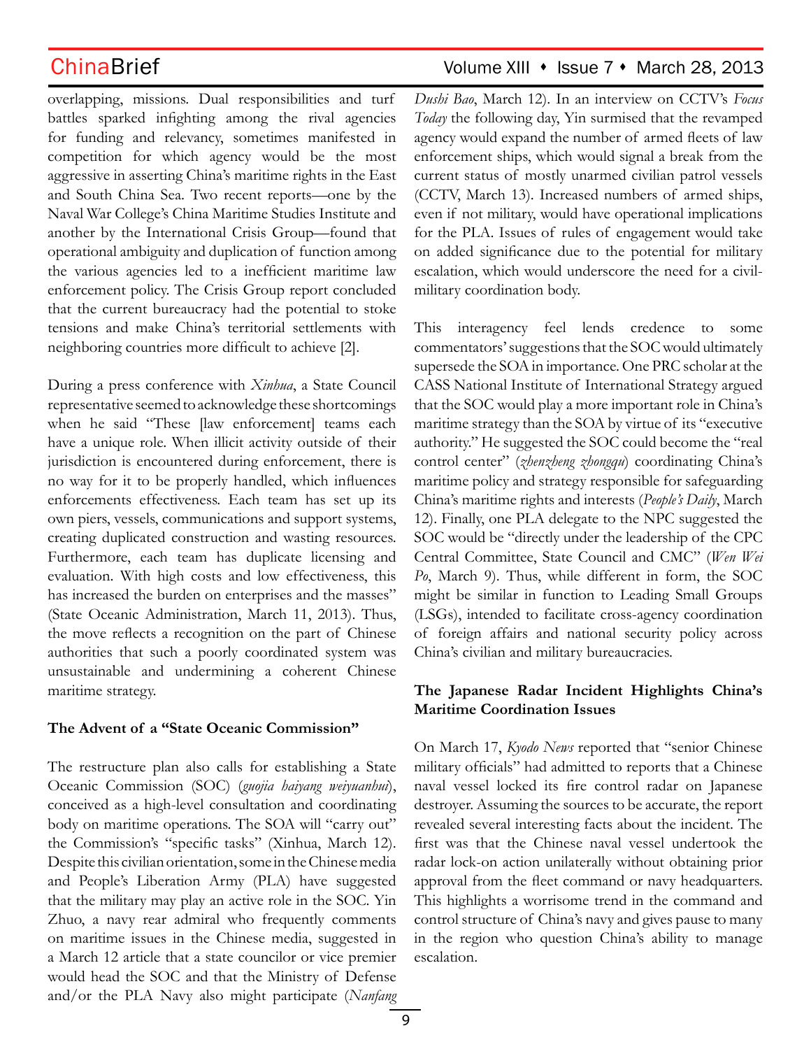overlapping, missions. Dual responsibilities and turf battles sparked infighting among the rival agencies for funding and relevancy, sometimes manifested in competition for which agency would be the most aggressive in asserting China's maritime rights in the East and South China Sea. Two recent reports—one by the Naval War College's China Maritime Studies Institute and another by the International Crisis Group—found that operational ambiguity and duplication of function among the various agencies led to a inefficient maritime law enforcement policy. The Crisis Group report concluded that the current bureaucracy had the potential to stoke tensions and make China's territorial settlements with neighboring countries more difficult to achieve [2].

During a press conference with *Xinhua*, a State Council representative seemed to acknowledge these shortcomings when he said "These [law enforcement] teams each have a unique role. When illicit activity outside of their jurisdiction is encountered during enforcement, there is no way for it to be properly handled, which influences enforcements effectiveness. Each team has set up its own piers, vessels, communications and support systems, creating duplicated construction and wasting resources. Furthermore, each team has duplicate licensing and evaluation. With high costs and low effectiveness, this has increased the burden on enterprises and the masses" (State Oceanic Administration, March 11, 2013). Thus, the move reflects a recognition on the part of Chinese authorities that such a poorly coordinated system was unsustainable and undermining a coherent Chinese maritime strategy.

**The Advent of a "State Oceanic Commission"**

The restructure plan also calls for establishing a State Oceanic Commission (SOC) (*guojia haiyang weiyuanhui*), conceived as a high-level consultation and coordinating body on maritime operations. The SOA will "carry out" the Commission's "specific tasks" (Xinhua, March 12). Despite this civilian orientation, some in the Chinese media and People's Liberation Army (PLA) have suggested that the military may play an active role in the SOC. Yin Zhuo, a navy rear admiral who frequently comments on maritime issues in the Chinese media, suggested in a March 12 article that a state councilor or vice premier would head the SOC and that the Ministry of Defense and/or the PLA Navy also might participate (*Nanfang Dushi Bao*, March 12). In an interview on CCTV's *Focus Today* the following day, Yin surmised that the revamped agency would expand the number of armed fleets of law enforcement ships, which would signal a break from the current status of mostly unarmed civilian patrol vessels (CCTV, March 13). Increased numbers of armed ships, even if not military, would have operational implications for the PLA. Issues of rules of engagement would take on added significance due to the potential for military escalation, which would underscore the need for a civil-military coordination body.

This interagency feel lends credence to some commentators' suggestions that the SOC would ultimately supersede the SOA in importance. One PRC scholar at the CASS National Institute of International Strategy argued that the SOC would play a more important role in China's maritime strategy than the SOA by virtue of its "executive authority." He suggested the SOC could become the "real control center" (*zhenzheng zhongqu*) coordinating China's maritime policy and strategy responsible for safeguarding China's maritime rights and interests (*People's Daily*, March 12). Finally, one PLA delegate to the NPC suggested the SOC would be "directly under the leadership of the CPC Central Committee, State Council and CMC" (*Wen Wei Po*, March 9). Thus, while different in form, the SOC might be similar in function to Leading Small Groups (LSGs), intended to facilitate cross-agency coordination of foreign affairs and national security policy across China's civilian and military bureaucracies.

**The Japanese Radar Incident Highlights China's Maritime Coordination Issues**

On March 17, *Kyodo News* reported that "senior Chinese military officials" had admitted to reports that a Chinese naval vessel locked its fire control radar on Japanese destroyer. Assuming the sources to be accurate, the report revealed several interesting facts about the incident. The first was that the Chinese naval vessel undertook the radar lock-on action unilaterally without obtaining prior approval from the fleet command or navy headquarters. This highlights a worrisome trend in the command and control structure of China's navy and gives pause to many in the region who question China's ability to manage escalation.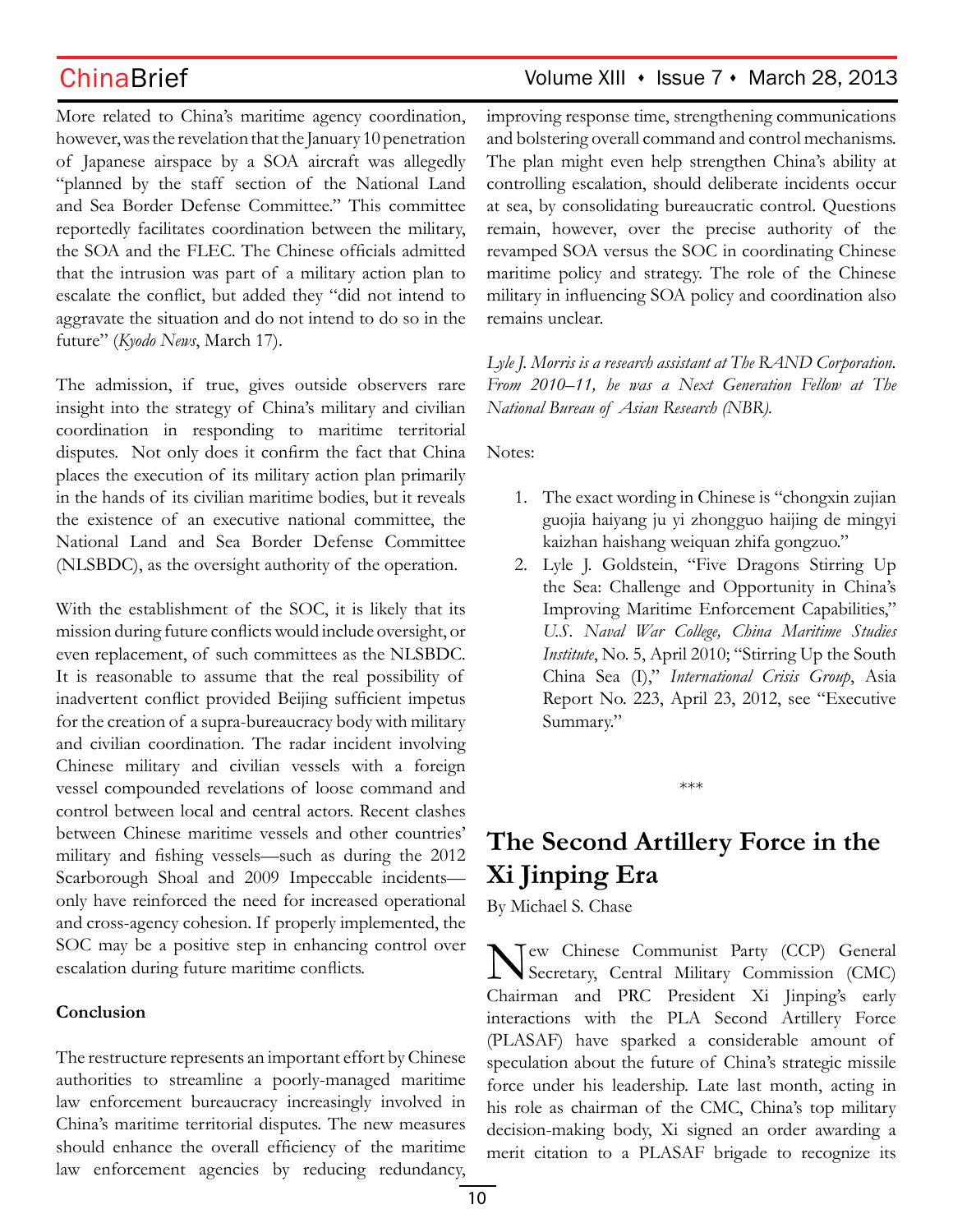More related to China's maritime agency coordination, however, was the revelation that the January 10 penetration of Japanese airspace by a SOA aircraft was allegedly "planned by the staff section of the National Land and Sea Border Defense Committee." This committee reportedly facilitates coordination between the military, the SOA and the FLEC. The Chinese officials admitted that the intrusion was part of a military action plan to escalate the conflict, but added they "did not intend to aggravate the situation and do not intend to do so in the future" (*Kyodo News*, March 17).

The admission, if true, gives outside observers rare insight into the strategy of China's military and civilian coordination in responding to maritime territorial disputes. Not only does it confirm the fact that China places the execution of its military action plan primarily in the hands of its civilian maritime bodies, but it reveals the existence of an executive national committee, the National Land and Sea Border Defense Committee (NLSBDC), as the oversight authority of the operation.

With the establishment of the SOC, it is likely that its mission during future conflicts would include oversight, or even replacement, of such committees as the NLSBDC. It is reasonable to assume that the real possibility of inadvertent conflict provided Beijing sufficient impetus for the creation of a supra-bureaucracy body with military and civilian coordination. The radar incident involving Chinese military and civilian vessels with a foreign vessel compounded revelations of loose command and control between local and central actors. Recent clashes between Chinese maritime vessels and other countries' military and fishing vessels—such as during the 2012 Scarborough Shoal and 2009 Impeccable incidents—only have reinforced the need for increased operational and cross-agency cohesion. If properly implemented, the SOC may be a positive step in enhancing control over escalation during future maritime conflicts.

**Conclusion**

The restructure represents an important effort by Chinese authorities to streamline a poorly-managed maritime law enforcement bureaucracy increasingly involved in China's maritime territorial disputes. The new measures should enhance the overall efficiency of the maritime law enforcement agencies by reducing redundancy, improving response time, strengthening communications and bolstering overall command and control mechanisms. The plan might even help strengthen China's ability at controlling escalation, should deliberate incidents occur at sea, by consolidating bureaucratic control. Questions remain, however, over the precise authority of the revamped SOA versus the SOC in coordinating Chinese maritime policy and strategy. The role of the Chinese military in influencing SOA policy and coordination also remains unclear.

*Lyle J. Morris is a research assistant at The RAND Corporation. From 2010–11, he was a Next Generation Fellow at The National Bureau of Asian Research (NBR).*

Notes:

1. The exact wording in Chinese is "chongxin zujian guojia haiyang ju yi zhongguo haijing de mingyi kaizhan haishang weiquan zhifa gongzuo."
2. Lyle J. Goldstein, "Five Dragons Stirring Up the Sea: Challenge and Opportunity in China's Improving Maritime Enforcement Capabilities," *U.S. Naval War College, China Maritime Studies Institute*, No. 5, April 2010; "Stirring Up the South China Sea (I)," *International Crisis Group*, Asia Report No. 223, April 23, 2012, see "Executive Summary."

\*\*\*

# The Second Artillery Force in the Xi Jinping Era

By Michael S. Chase

New Chinese Communist Party (CCP) General Secretary, Central Military Commission (CMC) Chairman and PRC President Xi Jinping's early interactions with the PLA Second Artillery Force (PLASAF) have sparked a considerable amount of speculation about the future of China's strategic missile force under his leadership. Late last month, acting in his role as chairman of the CMC, China's top military decision-making body, Xi signed an order awarding a merit citation to a PLASAF brigade to recognize its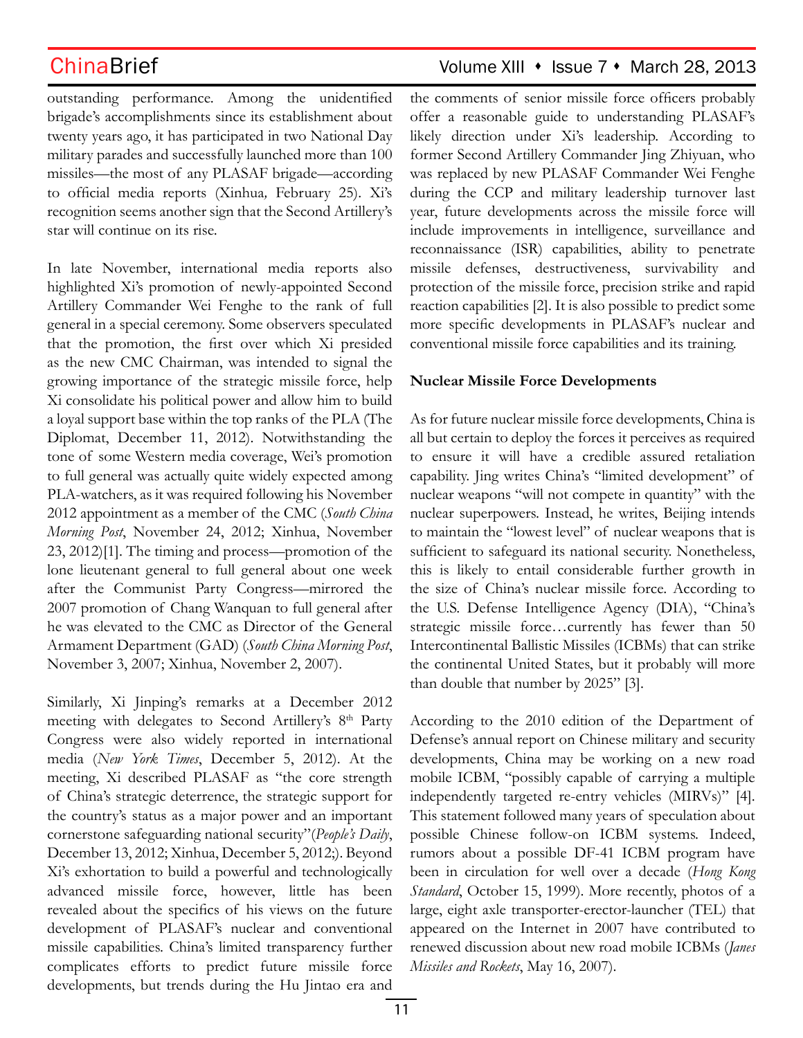outstanding performance. Among the unidentified brigade's accomplishments since its establishment about twenty years ago, it has participated in two National Day military parades and successfully launched more than 100 missiles—the most of any PLASAF brigade—according to official media reports (Xinhua*,* February 25). Xi's recognition seems another sign that the Second Artillery's star will continue on its rise.

In late November, international media reports also highlighted Xi's promotion of newly-appointed Second Artillery Commander Wei Fenghe to the rank of full general in a special ceremony. Some observers speculated that the promotion, the first over which Xi presided as the new CMC Chairman, was intended to signal the growing importance of the strategic missile force, help Xi consolidate his political power and allow him to build a loyal support base within the top ranks of the PLA (The Diplomat, December 11, 2012). Notwithstanding the tone of some Western media coverage, Wei's promotion to full general was actually quite widely expected among PLA-watchers, as it was required following his November 2012 appointment as a member of the CMC (*South China Morning Post*, November 24, 2012; Xinhua, November 23, 2012)[1]. The timing and process—promotion of the lone lieutenant general to full general about one week after the Communist Party Congress—mirrored the 2007 promotion of Chang Wanquan to full general after he was elevated to the CMC as Director of the General Armament Department (GAD) (*South China Morning Post*, November 3, 2007; Xinhua, November 2, 2007).

Similarly, Xi Jinping's remarks at a December 2012 meeting with delegates to Second Artillery's 8th Party Congress were also widely reported in international media (*New York Times*, December 5, 2012). At the meeting, Xi described PLASAF as "the core strength of China's strategic deterrence, the strategic support for the country's status as a major power and an important cornerstone safeguarding national security"(*People's Daily*, December 13, 2012; Xinhua, December 5, 2012;). Beyond Xi's exhortation to build a powerful and technologically advanced missile force, however, little has been revealed about the specifics of his views on the future development of PLASAF's nuclear and conventional missile capabilities. China's limited transparency further complicates efforts to predict future missile force developments, but trends during the Hu Jintao era and the comments of senior missile force officers probably offer a reasonable guide to understanding PLASAF's likely direction under Xi's leadership. According to former Second Artillery Commander Jing Zhiyuan, who was replaced by new PLASAF Commander Wei Fenghe during the CCP and military leadership turnover last year, future developments across the missile force will include improvements in intelligence, surveillance and reconnaissance (ISR) capabilities, ability to penetrate missile defenses, destructiveness, survivability and protection of the missile force, precision strike and rapid reaction capabilities [2]. It is also possible to predict some more specific developments in PLASAF's nuclear and conventional missile force capabilities and its training.

**Nuclear Missile Force Developments**

As for future nuclear missile force developments, China is all but certain to deploy the forces it perceives as required to ensure it will have a credible assured retaliation capability. Jing writes China's "limited development" of nuclear weapons "will not compete in quantity" with the nuclear superpowers. Instead, he writes, Beijing intends to maintain the "lowest level" of nuclear weapons that is sufficient to safeguard its national security. Nonetheless, this is likely to entail considerable further growth in the size of China's nuclear missile force. According to the U.S. Defense Intelligence Agency (DIA), "China's strategic missile force…currently has fewer than 50 Intercontinental Ballistic Missiles (ICBMs) that can strike the continental United States, but it probably will more than double that number by 2025" [3].

According to the 2010 edition of the Department of Defense's annual report on Chinese military and security developments, China may be working on a new road mobile ICBM, "possibly capable of carrying a multiple independently targeted re-entry vehicles (MIRVs)" [4]. This statement followed many years of speculation about possible Chinese follow-on ICBM systems. Indeed, rumors about a possible DF-41 ICBM program have been in circulation for well over a decade (*Hong Kong Standard*, October 15, 1999). More recently, photos of a large, eight axle transporter-erector-launcher (TEL) that appeared on the Internet in 2007 have contributed to renewed discussion about new road mobile ICBMs (*Janes Missiles and Rockets*, May 16, 2007).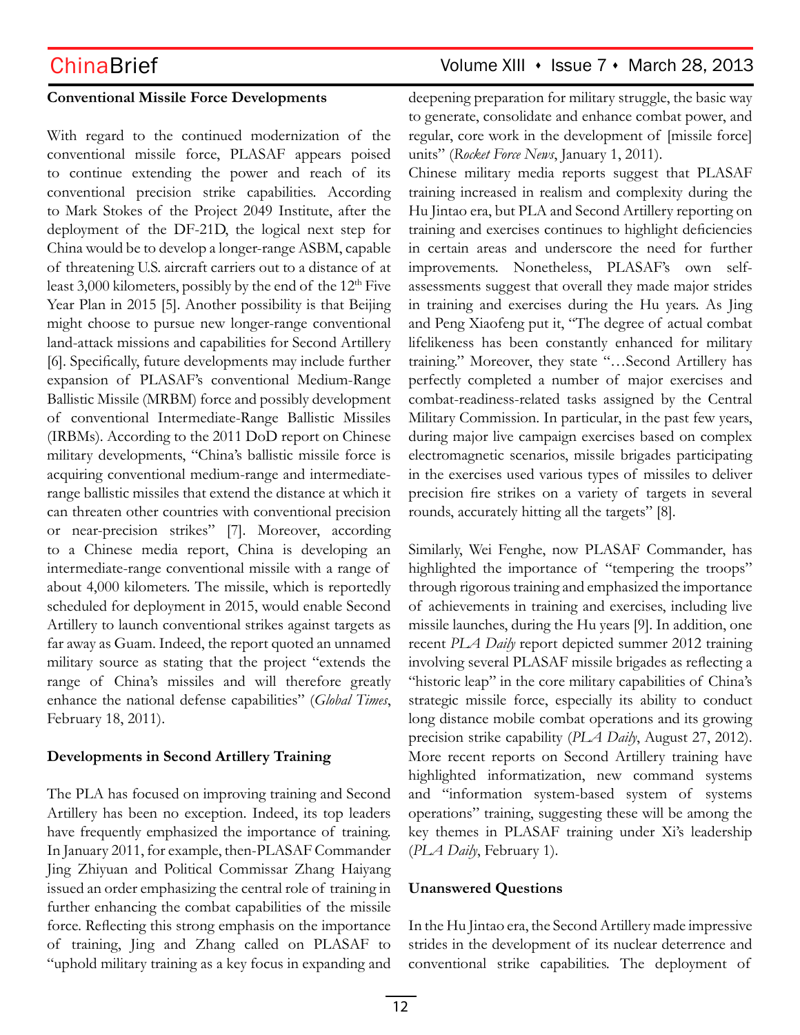**Conventional Missile Force Developments**

With regard to the continued modernization of the conventional missile force, PLASAF appears poised to continue extending the power and reach of its conventional precision strike capabilities. According to Mark Stokes of the Project 2049 Institute, after the deployment of the DF-21D, the logical next step for China would be to develop a longer-range ASBM, capable of threatening U.S. aircraft carriers out to a distance of at least 3,000 kilometers, possibly by the end of the 12th Five Year Plan in 2015 [5]. Another possibility is that Beijing might choose to pursue new longer-range conventional land-attack missions and capabilities for Second Artillery [6]. Specifically, future developments may include further expansion of PLASAF's conventional Medium-Range Ballistic Missile (MRBM) force and possibly development of conventional Intermediate-Range Ballistic Missiles (IRBMs). According to the 2011 DoD report on Chinese military developments, "China's ballistic missile force is acquiring conventional medium-range and intermediate-range ballistic missiles that extend the distance at which it can threaten other countries with conventional precision or near-precision strikes" [7]. Moreover, according to a Chinese media report, China is developing an intermediate-range conventional missile with a range of about 4,000 kilometers. The missile, which is reportedly scheduled for deployment in 2015, would enable Second Artillery to launch conventional strikes against targets as far away as Guam. Indeed, the report quoted an unnamed military source as stating that the project "extends the range of China's missiles and will therefore greatly enhance the national defense capabilities" (*Global Times*, February 18, 2011).

**Developments in Second Artillery Training**

The PLA has focused on improving training and Second Artillery has been no exception. Indeed, its top leaders have frequently emphasized the importance of training. In January 2011, for example, then-PLASAF Commander Jing Zhiyuan and Political Commissar Zhang Haiyang issued an order emphasizing the central role of training in further enhancing the combat capabilities of the missile force. Reflecting this strong emphasis on the importance of training, Jing and Zhang called on PLASAF to "uphold military training as a key focus in expanding and deepening preparation for military struggle, the basic way to generate, consolidate and enhance combat power, and regular, core work in the development of [missile force] units" (*Rocket Force News*, January 1, 2011).

Chinese military media reports suggest that PLASAF training increased in realism and complexity during the Hu Jintao era, but PLA and Second Artillery reporting on training and exercises continues to highlight deficiencies in certain areas and underscore the need for further improvements. Nonetheless, PLASAF's own self-assessments suggest that overall they made major strides in training and exercises during the Hu years. As Jing and Peng Xiaofeng put it, "The degree of actual combat lifelikeness has been constantly enhanced for military training." Moreover, they state "…Second Artillery has perfectly completed a number of major exercises and combat-readiness-related tasks assigned by the Central Military Commission. In particular, in the past few years, during major live campaign exercises based on complex electromagnetic scenarios, missile brigades participating in the exercises used various types of missiles to deliver precision fire strikes on a variety of targets in several rounds, accurately hitting all the targets" [8].

Similarly, Wei Fenghe, now PLASAF Commander, has highlighted the importance of "tempering the troops" through rigorous training and emphasized the importance of achievements in training and exercises, including live missile launches, during the Hu years [9]. In addition, one recent *PLA Daily* report depicted summer 2012 training involving several PLASAF missile brigades as reflecting a "historic leap" in the core military capabilities of China's strategic missile force, especially its ability to conduct long distance mobile combat operations and its growing precision strike capability (*PLA Daily*, August 27, 2012). More recent reports on Second Artillery training have highlighted informatization, new command systems and "information system-based system of systems operations" training, suggesting these will be among the key themes in PLASAF training under Xi's leadership (*PLA Daily*, February 1).

**Unanswered Questions**

In the Hu Jintao era, the Second Artillery made impressive strides in the development of its nuclear deterrence and conventional strike capabilities. The deployment of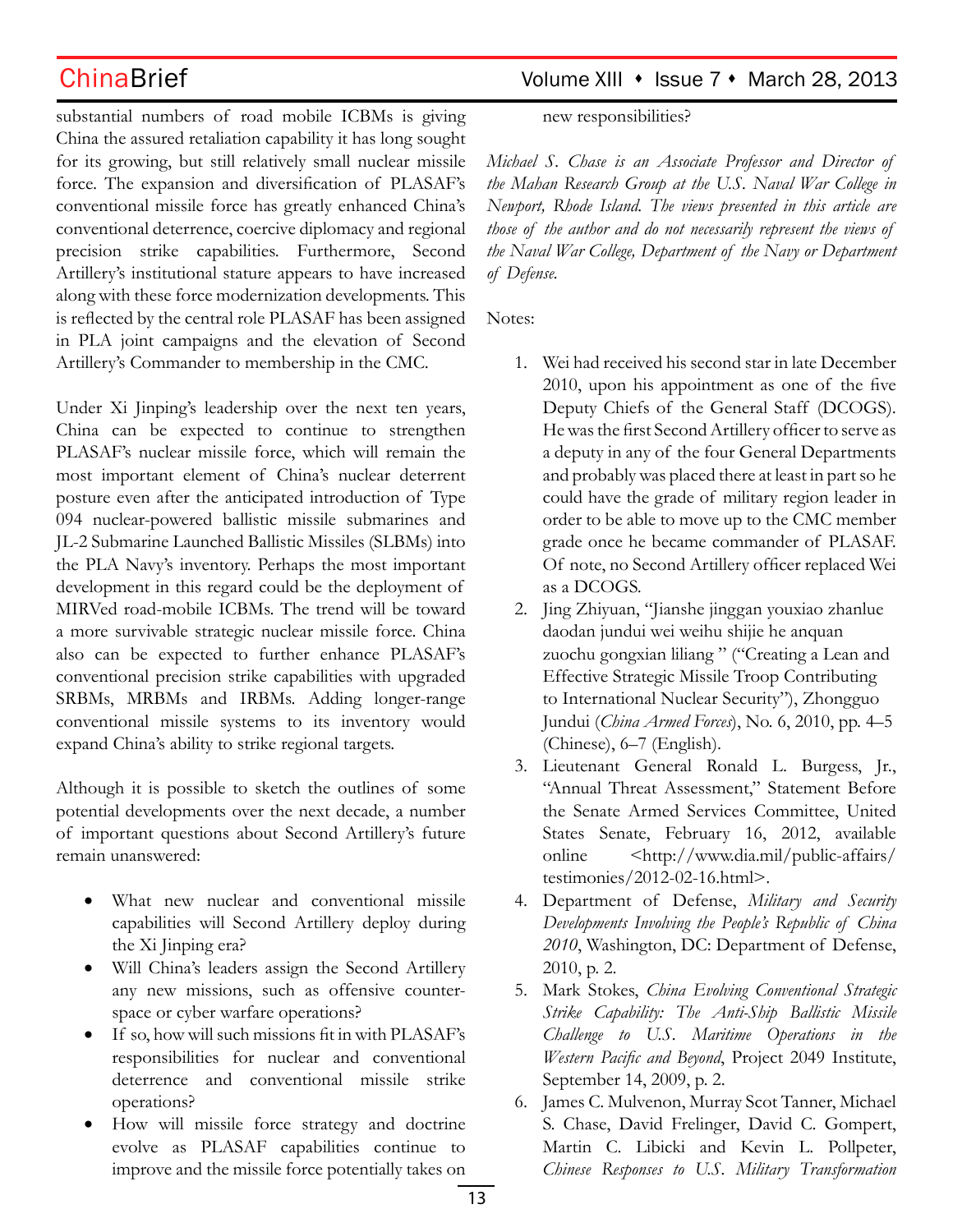substantial numbers of road mobile ICBMs is giving China the assured retaliation capability it has long sought for its growing, but still relatively small nuclear missile force. The expansion and diversification of PLASAF's conventional missile force has greatly enhanced China's conventional deterrence, coercive diplomacy and regional precision strike capabilities. Furthermore, Second Artillery's institutional stature appears to have increased along with these force modernization developments. This is reflected by the central role PLASAF has been assigned in PLA joint campaigns and the elevation of Second Artillery's Commander to membership in the CMC.

Under Xi Jinping's leadership over the next ten years, China can be expected to continue to strengthen PLASAF's nuclear missile force, which will remain the most important element of China's nuclear deterrent posture even after the anticipated introduction of Type 094 nuclear-powered ballistic missile submarines and JL-2 Submarine Launched Ballistic Missiles (SLBMs) into the PLA Navy's inventory. Perhaps the most important development in this regard could be the deployment of MIRVed road-mobile ICBMs. The trend will be toward a more survivable strategic nuclear missile force. China also can be expected to further enhance PLASAF's conventional precision strike capabilities with upgraded SRBMs, MRBMs and IRBMs. Adding longer-range conventional missile systems to its inventory would expand China's ability to strike regional targets.

Although it is possible to sketch the outlines of some potential developments over the next decade, a number of important questions about Second Artillery's future remain unanswered:

- What new nuclear and conventional missile capabilities will Second Artillery deploy during the Xi Jinping era?
- Will China's leaders assign the Second Artillery any new missions, such as offensive counter-space or cyber warfare operations?
- If so, how will such missions fit in with PLASAF's responsibilities for nuclear and conventional deterrence and conventional missile strike operations?
- How will missile force strategy and doctrine evolve as PLASAF capabilities continue to improve and the missile force potentially takes on new responsibilities?

*Michael S. Chase is an Associate Professor and Director of the Mahan Research Group at the U.S. Naval War College in Newport, Rhode Island. The views presented in this article are those of the author and do not necessarily represent the views of the Naval War College, Department of the Navy or Department of Defense.*

Notes:

1. Wei had received his second star in late December 2010, upon his appointment as one of the five Deputy Chiefs of the General Staff (DCOGS). He was the first Second Artillery officer to serve as a deputy in any of the four General Departments and probably was placed there at least in part so he could have the grade of military region leader in order to be able to move up to the CMC member grade once he became commander of PLASAF. Of note, no Second Artillery officer replaced Wei as a DCOGS.
2. Jing Zhiyuan, "Jianshe jinggan youxiao zhanlue daodan jundui wei weihu shijie he anquan zuochu gongxian liliang " ("Creating a Lean and Effective Strategic Missile Troop Contributing to International Nuclear Security"), Zhongguo Jundui (*China Armed Forces*), No. 6, 2010, pp. 4–5 (Chinese), 6–7 (English).
3. Lieutenant General Ronald L. Burgess, Jr., "Annual Threat Assessment," Statement Before the Senate Armed Services Committee, United States Senate, February 16, 2012, available online <http://www.dia.mil/public-affairs/testimonies/2012-02-16.html>.
4. Department of Defense, *Military and Security Developments Involving the People's Republic of China 2010*, Washington, DC: Department of Defense, 2010, p. 2.
5. Mark Stokes, *China Evolving Conventional Strategic Strike Capability: The Anti-Ship Ballistic Missile Challenge to U.S. Maritime Operations in the Western Pacific and Beyond*, Project 2049 Institute, September 14, 2009, p. 2.
6. James C. Mulvenon, Murray Scot Tanner, Michael S. Chase, David Frelinger, David C. Gompert, Martin C. Libicki and Kevin L. Pollpeter, *Chinese Responses to U.S. Military Transformation*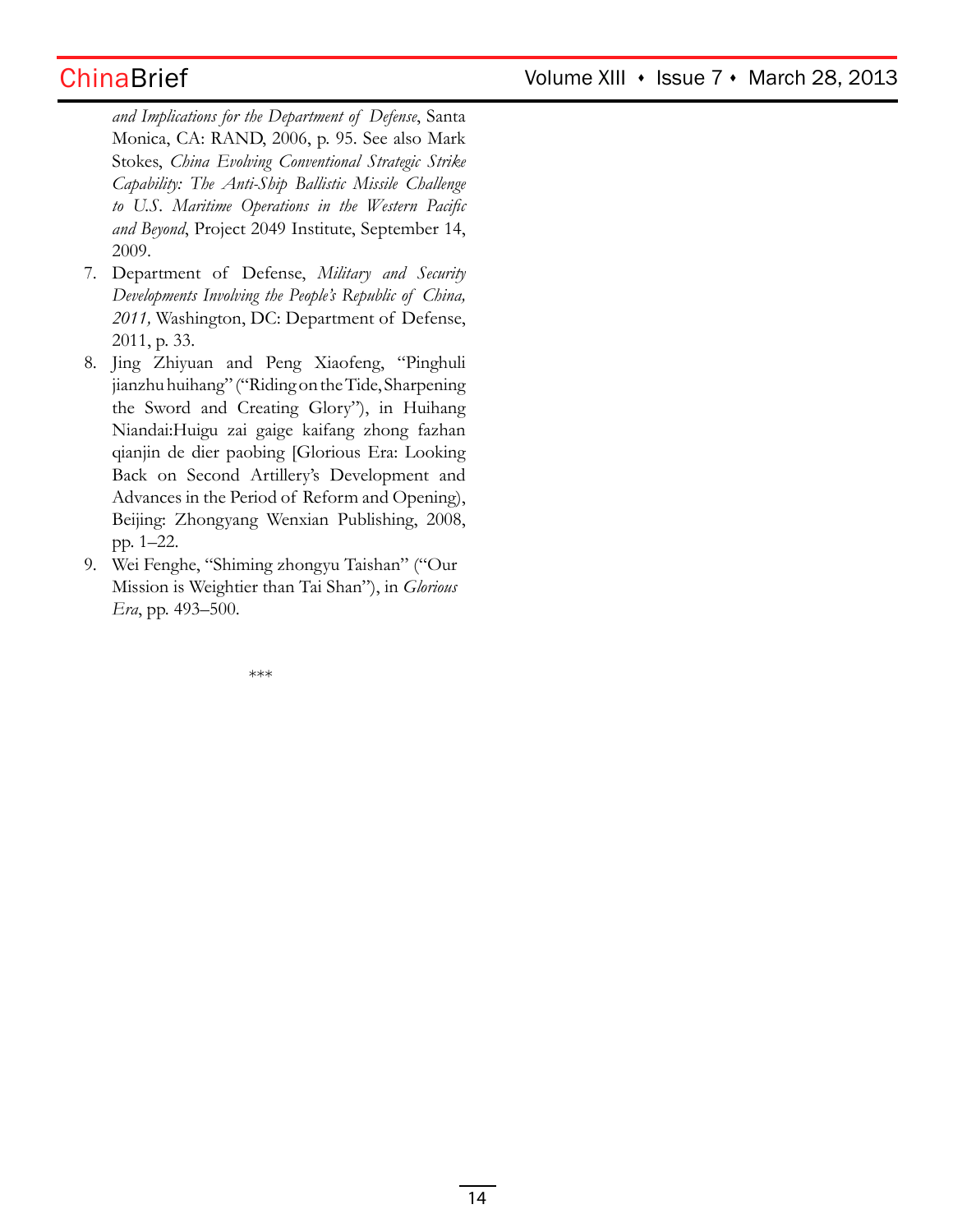*and Implications for the Department of Defense*, Santa Monica, CA: RAND, 2006, p. 95. See also Mark Stokes, *China Evolving Conventional Strategic Strike Capability: The Anti-Ship Ballistic Missile Challenge to U.S. Maritime Operations in the Western Pacific and Beyond*, Project 2049 Institute, September 14, 2009.

7. Department of Defense, *Military and Security Developments Involving the People's Republic of China, 2011,* Washington, DC: Department of Defense, 2011, p. 33.
8. Jing Zhiyuan and Peng Xiaofeng, "Pinghuli jianzhu huihang" ("Riding on the Tide, Sharpening the Sword and Creating Glory"), in Huihang Niandai:Huigu zai gaige kaifang zhong fazhan qianjin de dier paobing [Glorious Era: Looking Back on Second Artillery's Development and Advances in the Period of Reform and Opening), Beijing: Zhongyang Wenxian Publishing, 2008, pp. 1–22.
9. Wei Fenghe, "Shiming zhongyu Taishan" ("Our Mission is Weightier than Tai Shan"), in *Glorious Era*, pp. 493–500.

\*\*\*